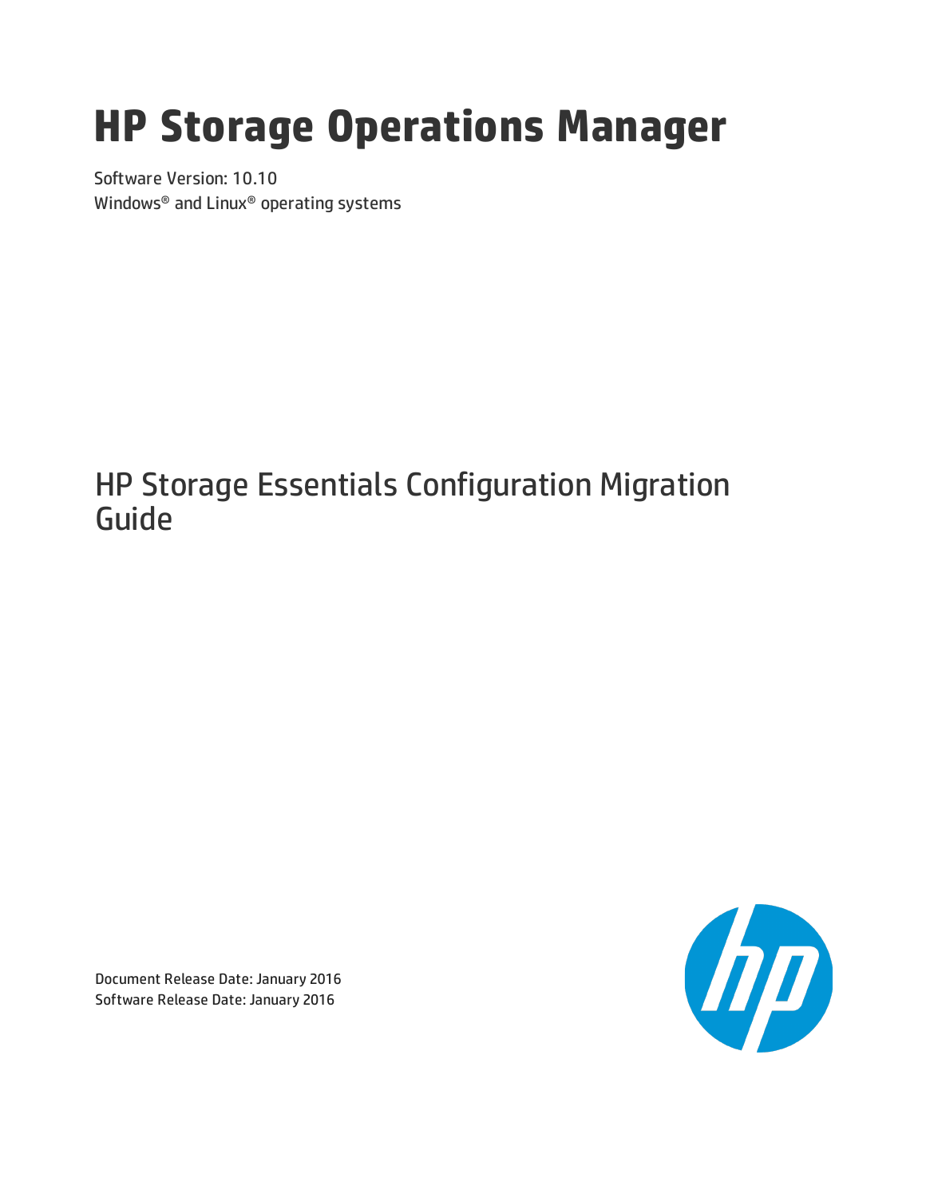# HP Storage Operations Manager

Software Version: 10.10

Windows® and Linux® operating systems

## HP Storage Essentials Configuration Migration Guide

Document Release Date: January 2016

Software Release Date: January 2016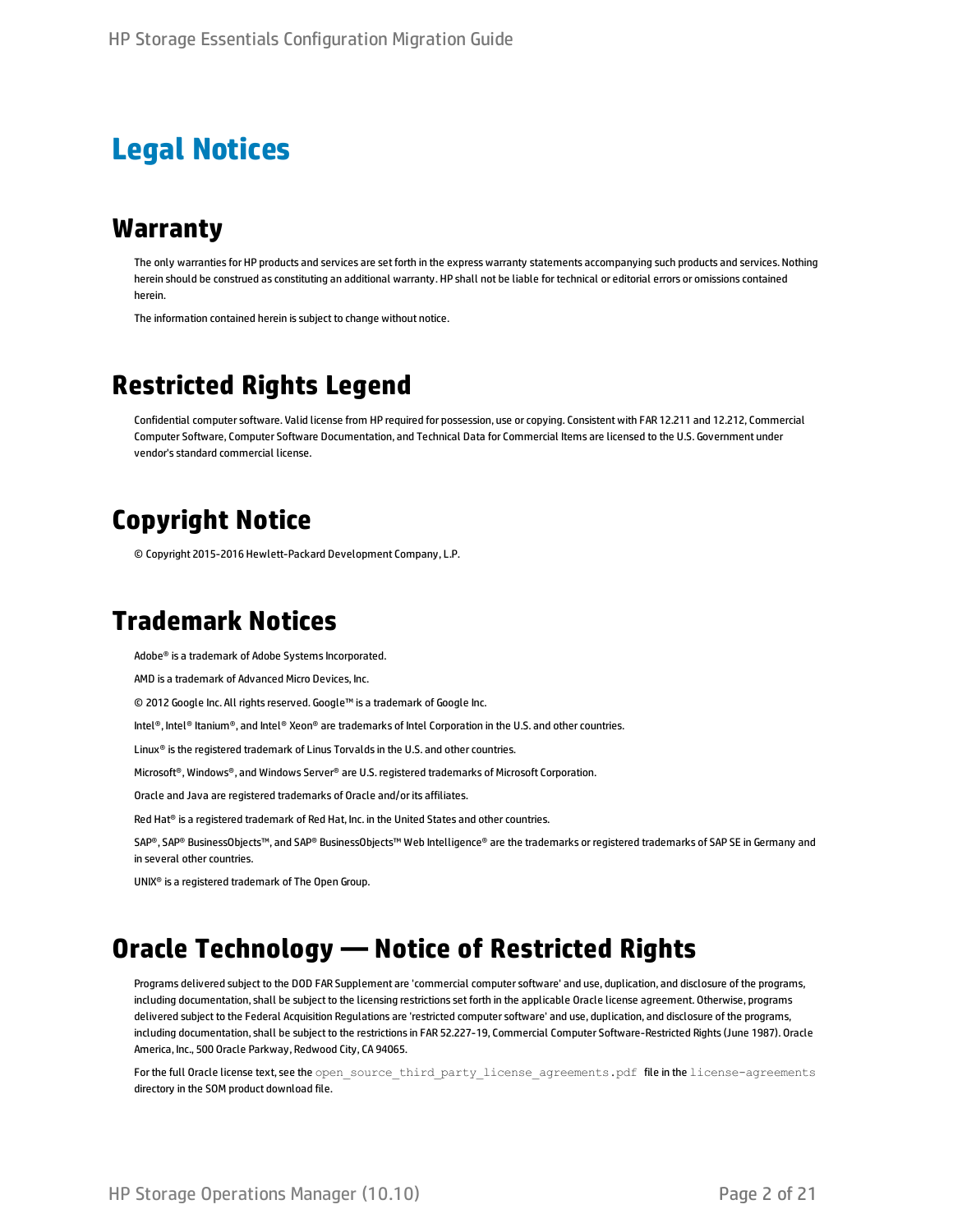# Legal Notices

## Warranty

The only warranties for HP products and services are set forth in the express warranty statements accompanying such products and services. Nothing herein should be construed as constituting an additional warranty. HP shall not be liable for technical or editorial errors or omissions contained herein.

The information contained herein is subject to change without notice.

## Restricted Rights Legend

Confidential computer software. Valid license from HP required for possession, use or copying. Consistent with FAR 12.211 and 12.212, Commercial Computer Software, Computer Software Documentation, and Technical Data for Commercial Items are licensed to the U.S. Government under vendor's standard commercial license.

## Copyright Notice

© Copyright 2015-2016 Hewlett-Packard Development Company, L.P.

## Trademark Notices

Adobe® is a trademark of Adobe Systems Incorporated.

AMD is a trademark of Advanced Micro Devices, Inc.

© 2012 Google Inc. All rights reserved. Google™ is a trademark of Google Inc.

Intel®, Intel® Itanium®, and Intel® Xeon® are trademarks of Intel Corporation in the U.S. and other countries.

Linux® is the registered trademark of Linus Torvalds in the U.S. and other countries.

Microsoft®, Windows®, and Windows Server® are U.S. registered trademarks of Microsoft Corporation.

Oracle and Java are registered trademarks of Oracle and/or its affiliates.

Red Hat® is a registered trademark of Red Hat, Inc. in the United States and other countries.

SAP®, SAP® BusinessObjects™, and SAP® BusinessObjects™ Web Intelligence® are the trademarks or registered trademarks of SAP SE in Germany and in several other countries.

UNIX® is a registered trademark of The Open Group.

## Oracle Technology — Notice of Restricted Rights

Programs delivered subject to the DOD FAR Supplement are 'commercial computer software' and use, duplication, and disclosure of the programs, including documentation, shall be subject to the licensing restrictions set forth in the applicable Oracle license agreement. Otherwise, programs delivered subject to the Federal Acquisition Regulations are 'restricted computer software' and use, duplication, and disclosure of the programs, including documentation, shall be subject to the restrictions in FAR 52.227-19, Commercial Computer Software-Restricted Rights (June 1987). Oracle America, Inc., 500 Oracle Parkway, Redwood City, CA 94065.

For the full Oracle license text, see the `open_source_third_party_license_agreements.pdf` file in the `license-agreements` directory in the SOM product download file.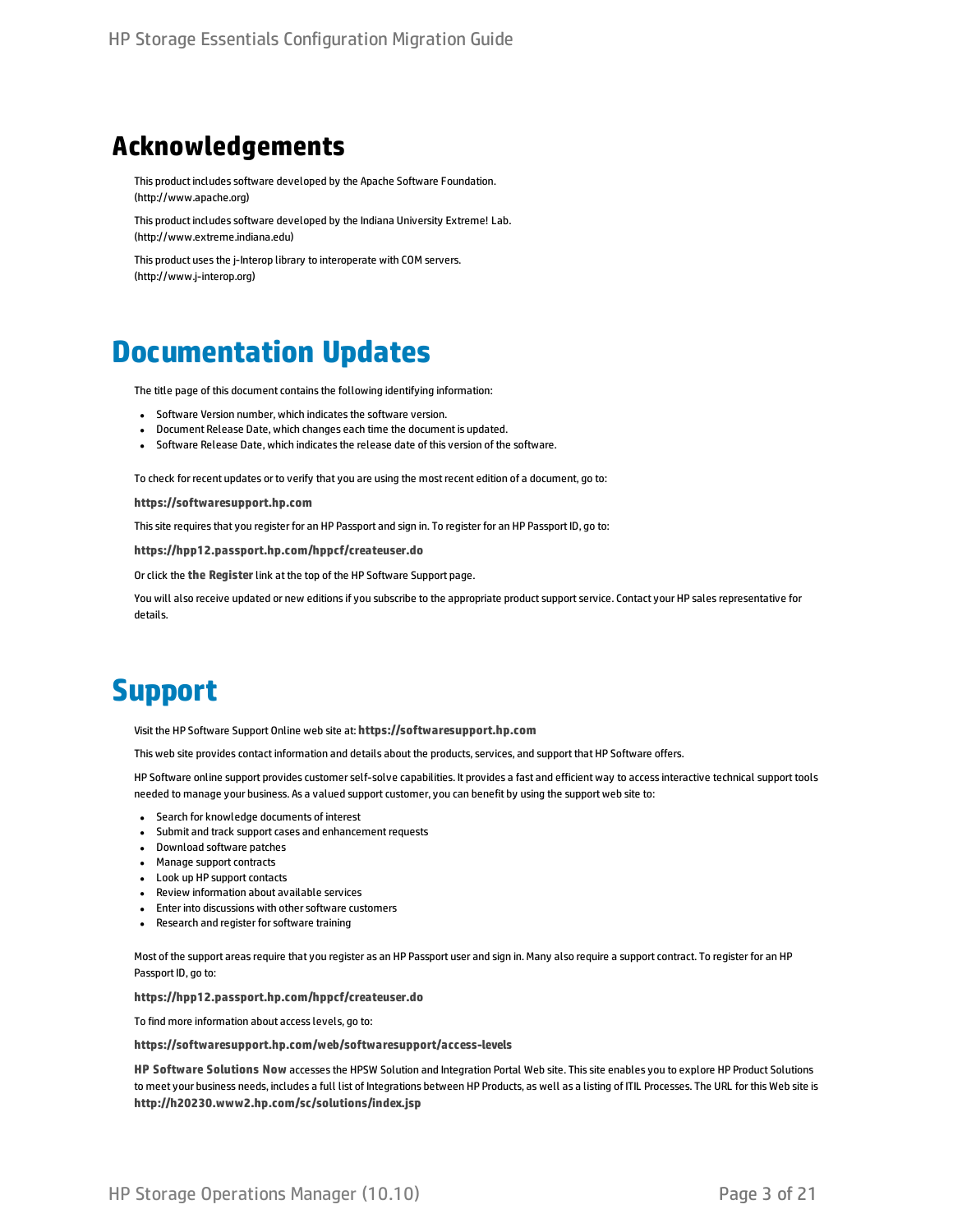# Acknowledgements

This product includes software developed by the Apache Software Foundation. (http://www.apache.org)

This product includes software developed by the Indiana University Extreme! Lab. (http://www.extreme.indiana.edu)

This product uses the j-Interop library to interoperate with COM servers. (http://www.j-interop.org)

# Documentation Updates

The title page of this document contains the following identifying information:

- Software Version number, which indicates the software version.
- Document Release Date, which changes each time the document is updated.
- Software Release Date, which indicates the release date of this version of the software.

To check for recent updates or to verify that you are using the most recent edition of a document, go to:

**https://softwaresupport.hp.com**

This site requires that you register for an HP Passport and sign in. To register for an HP Passport ID, go to:

**https://hpp12.passport.hp.com/hppcf/createuser.do**

Or click the **the Register** link at the top of the HP Software Support page.

You will also receive updated or new editions if you subscribe to the appropriate product support service. Contact your HP sales representative for details.

# Support

Visit the HP Software Support Online web site at: **https://softwaresupport.hp.com**

This web site provides contact information and details about the products, services, and support that HP Software offers.

HP Software online support provides customer self-solve capabilities. It provides a fast and efficient way to access interactive technical support tools needed to manage your business. As a valued support customer, you can benefit by using the support web site to:

- Search for knowledge documents of interest
- Submit and track support cases and enhancement requests
- Download software patches
- Manage support contracts
- Look up HP support contacts
- Review information about available services
- Enter into discussions with other software customers
- Research and register for software training

Most of the support areas require that you register as an HP Passport user and sign in. Many also require a support contract. To register for an HP Passport ID, go to:

**https://hpp12.passport.hp.com/hppcf/createuser.do**

To find more information about access levels, go to:

**https://softwaresupport.hp.com/web/softwaresupport/access-levels**

**HP Software Solutions Now** accesses the HPSW Solution and Integration Portal Web site. This site enables you to explore HP Product Solutions to meet your business needs, includes a full list of Integrations between HP Products, as well as a listing of ITIL Processes. The URL for this Web site is **http://h20230.www2.hp.com/sc/solutions/index.jsp**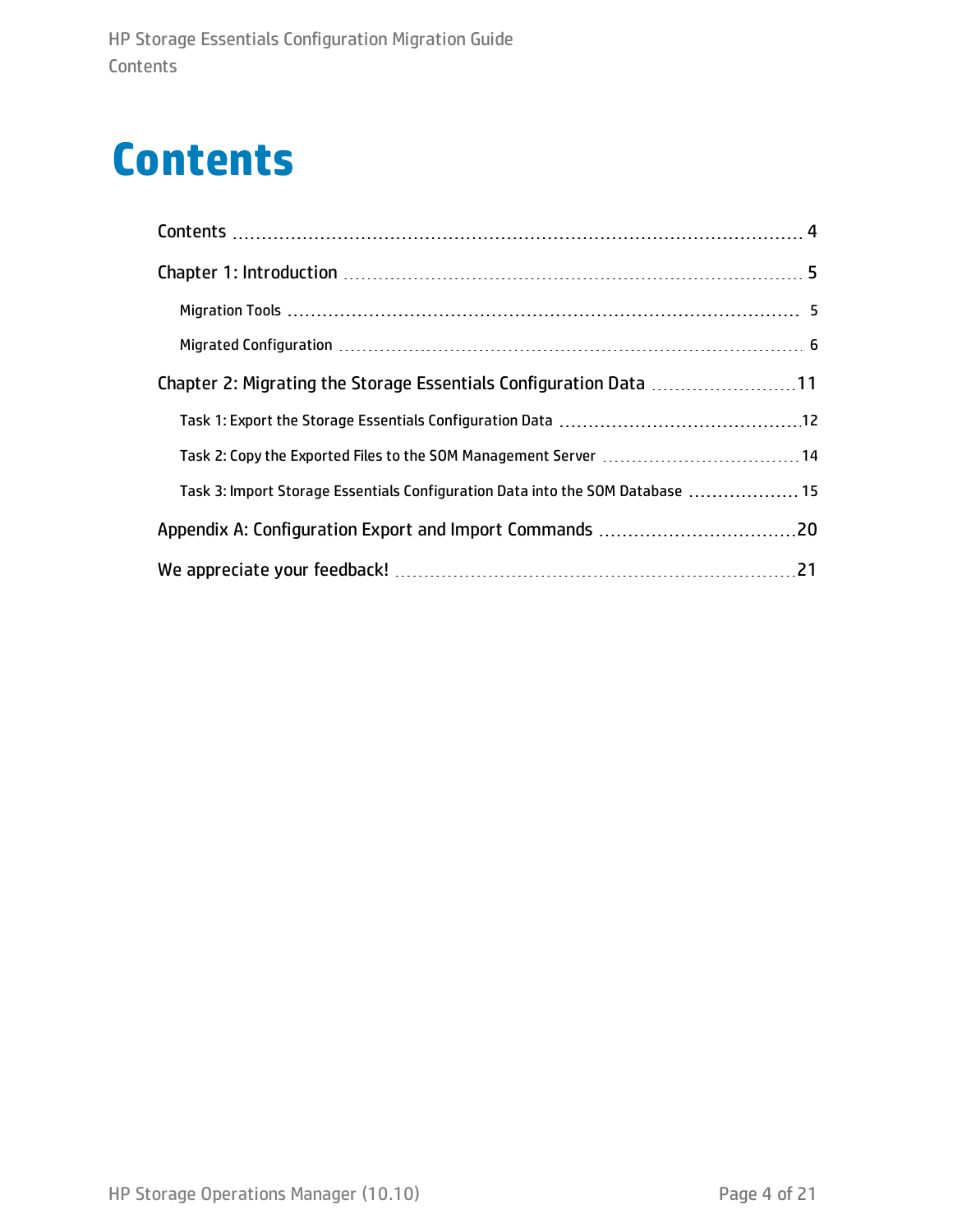# Contents

Contents ... 4

Chapter 1: Introduction ... 5

- Migration Tools ... 5
- Migrated Configuration ... 6

Chapter 2: Migrating the Storage Essentials Configuration Data ... 11

- Task 1: Export the Storage Essentials Configuration Data ... 12
- Task 2: Copy the Exported Files to the SOM Management Server ... 14
- Task 3: Import Storage Essentials Configuration Data into the SOM Database ... 15

Appendix A: Configuration Export and Import Commands ... 20

We appreciate your feedback! ... 21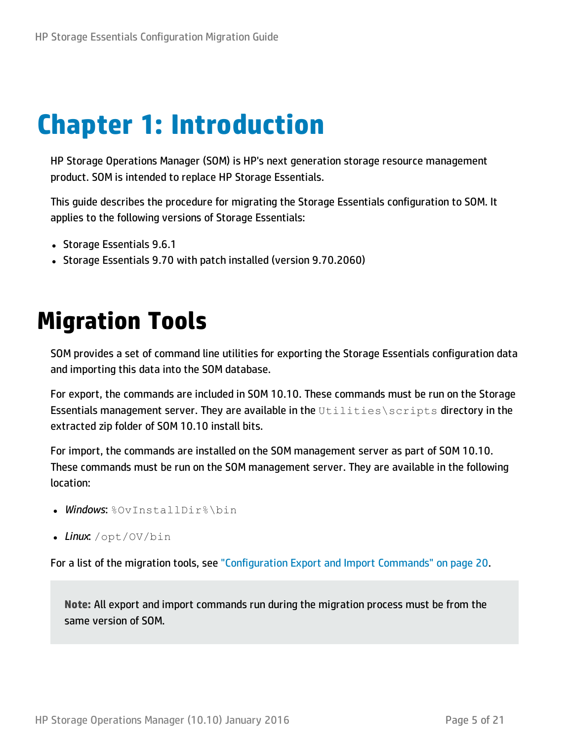# Chapter 1: Introduction

HP Storage Operations Manager (SOM) is HP's next generation storage resource management product. SOM is intended to replace HP Storage Essentials.

This guide describes the procedure for migrating the Storage Essentials configuration to SOM. It applies to the following versions of Storage Essentials:

- Storage Essentials 9.6.1
- Storage Essentials 9.70 with patch installed (version 9.70.2060)

# Migration Tools

SOM provides a set of command line utilities for exporting the Storage Essentials configuration data and importing this data into the SOM database.

For export, the commands are included in SOM 10.10. These commands must be run on the Storage Essentials management server. They are available in the `Utilities\scripts` directory in the extracted zip folder of SOM 10.10 install bits.

For import, the commands are installed on the SOM management server as part of SOM 10.10. These commands must be run on the SOM management server. They are available in the following location:

- *Windows*: `%OvInstallDir%\bin`
- *Linux*: `/opt/OV/bin`

For a list of the migration tools, see "Configuration Export and Import Commands" on page 20.

> **Note:** All export and import commands run during the migration process must be from the same version of SOM.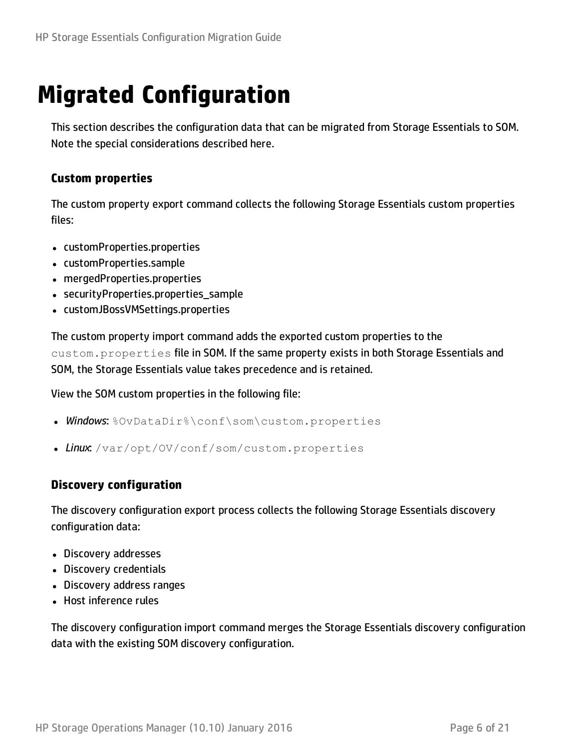# Migrated Configuration

This section describes the configuration data that can be migrated from Storage Essentials to SOM. Note the special considerations described here.

### Custom properties

The custom property export command collects the following Storage Essentials custom properties files:

- customProperties.properties
- customProperties.sample
- mergedProperties.properties
- securityProperties.properties_sample
- customJBossVMSettings.properties

The custom property import command adds the exported custom properties to the `custom.properties` file in SOM. If the same property exists in both Storage Essentials and SOM, the Storage Essentials value takes precedence and is retained.

View the SOM custom properties in the following file:

- *Windows*: `%OvDataDir%\conf\som\custom.properties`
- *Linux*: `/var/opt/OV/conf/som/custom.properties`

### Discovery configuration

The discovery configuration export process collects the following Storage Essentials discovery configuration data:

- Discovery addresses
- Discovery credentials
- Discovery address ranges
- Host inference rules

The discovery configuration import command merges the Storage Essentials discovery configuration data with the existing SOM discovery configuration.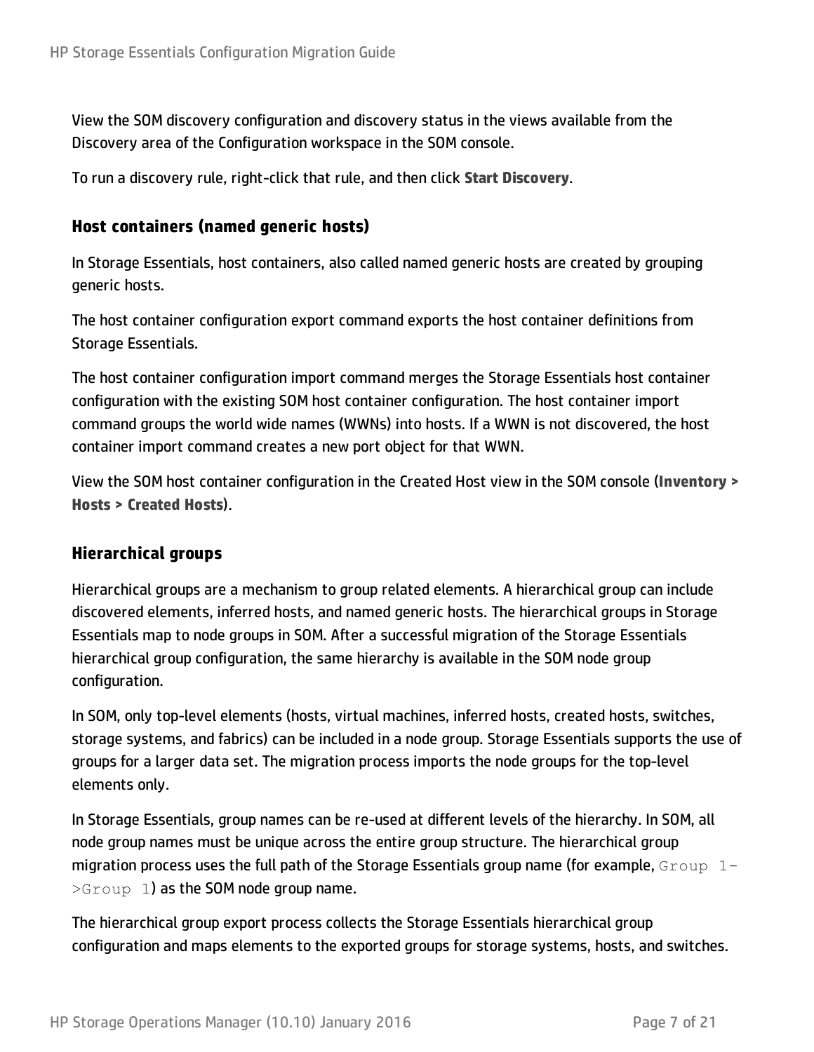View the SOM discovery configuration and discovery status in the views available from the Discovery area of the Configuration workspace in the SOM console.

To run a discovery rule, right-click that rule, and then click **Start Discovery**.

### Host containers (named generic hosts)

In Storage Essentials, host containers, also called named generic hosts are created by grouping generic hosts.

The host container configuration export command exports the host container definitions from Storage Essentials.

The host container configuration import command merges the Storage Essentials host container configuration with the existing SOM host container configuration. The host container import command groups the world wide names (WWNs) into hosts. If a WWN is not discovered, the host container import command creates a new port object for that WWN.

View the SOM host container configuration in the Created Host view in the SOM console (**Inventory > Hosts > Created Hosts**).

### Hierarchical groups

Hierarchical groups are a mechanism to group related elements. A hierarchical group can include discovered elements, inferred hosts, and named generic hosts. The hierarchical groups in Storage Essentials map to node groups in SOM. After a successful migration of the Storage Essentials hierarchical group configuration, the same hierarchy is available in the SOM node group configuration.

In SOM, only top-level elements (hosts, virtual machines, inferred hosts, created hosts, switches, storage systems, and fabrics) can be included in a node group. Storage Essentials supports the use of groups for a larger data set. The migration process imports the node groups for the top-level elements only.

In Storage Essentials, group names can be re-used at different levels of the hierarchy. In SOM, all node group names must be unique across the entire group structure. The hierarchical group migration process uses the full path of the Storage Essentials group name (for example, `Group 1->Group 1`) as the SOM node group name.

The hierarchical group export process collects the Storage Essentials hierarchical group configuration and maps elements to the exported groups for storage systems, hosts, and switches.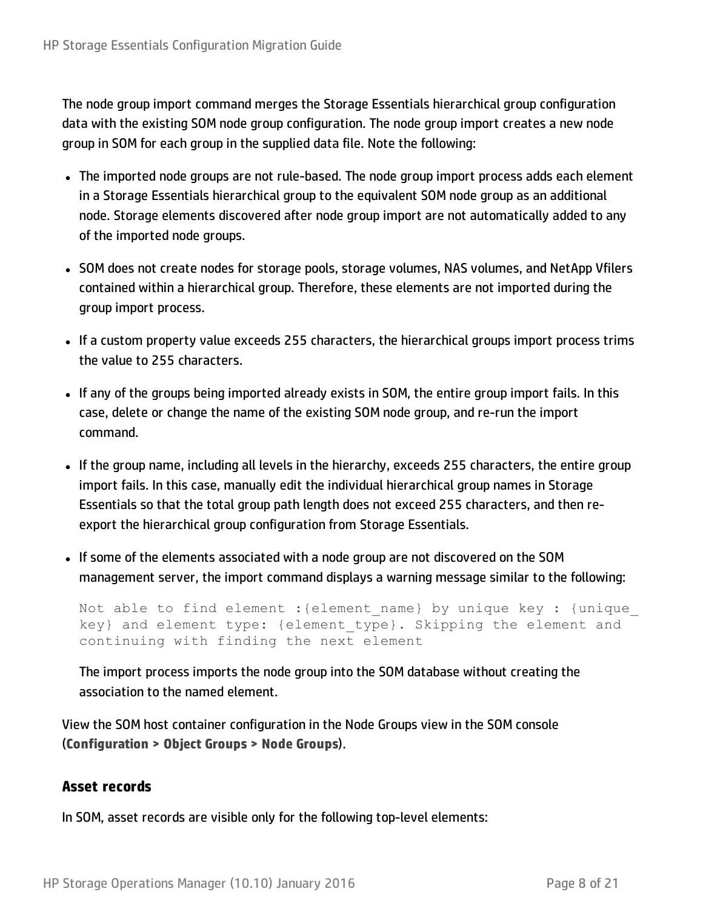The node group import command merges the Storage Essentials hierarchical group configuration data with the existing SOM node group configuration. The node group import creates a new node group in SOM for each group in the supplied data file. Note the following:

- The imported node groups are not rule-based. The node group import process adds each element in a Storage Essentials hierarchical group to the equivalent SOM node group as an additional node. Storage elements discovered after node group import are not automatically added to any of the imported node groups.
- SOM does not create nodes for storage pools, storage volumes, NAS volumes, and NetApp Vfilers contained within a hierarchical group. Therefore, these elements are not imported during the group import process.
- If a custom property value exceeds 255 characters, the hierarchical groups import process trims the value to 255 characters.
- If any of the groups being imported already exists in SOM, the entire group import fails. In this case, delete or change the name of the existing SOM node group, and re-run the import command.
- If the group name, including all levels in the hierarchy, exceeds 255 characters, the entire group import fails. In this case, manually edit the individual hierarchical group names in Storage Essentials so that the total group path length does not exceed 255 characters, and then re-export the hierarchical group configuration from Storage Essentials.
- If some of the elements associated with a node group are not discovered on the SOM management server, the import command displays a warning message similar to the following:

  ```
  Not able to find element :{element_name} by unique key : {unique_key} and element type: {element_type}. Skipping the element and continuing with finding the next element
  ```

  The import process imports the node group into the SOM database without creating the association to the named element.

View the SOM host container configuration in the Node Groups view in the SOM console (**Configuration > Object Groups > Node Groups**).

### Asset records

In SOM, asset records are visible only for the following top-level elements: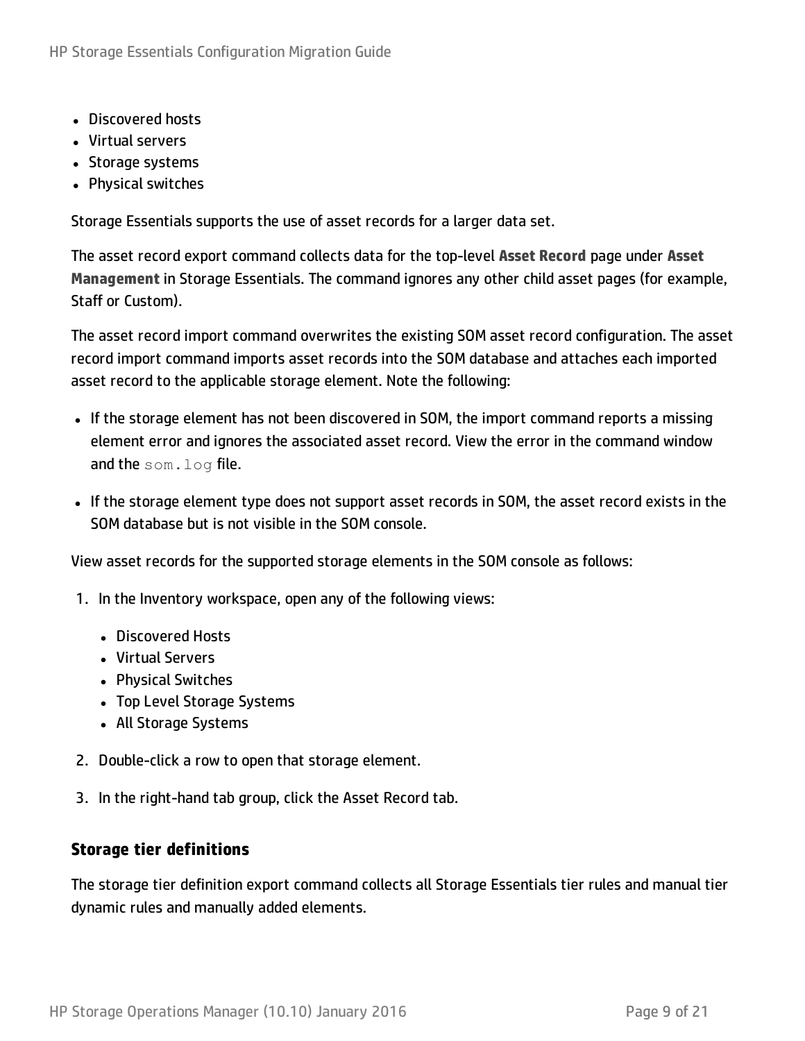- Discovered hosts
- Virtual servers
- Storage systems
- Physical switches

Storage Essentials supports the use of asset records for a larger data set.

The asset record export command collects data for the top-level **Asset Record** page under **Asset Management** in Storage Essentials. The command ignores any other child asset pages (for example, Staff or Custom).

The asset record import command overwrites the existing SOM asset record configuration. The asset record import command imports asset records into the SOM database and attaches each imported asset record to the applicable storage element. Note the following:

- If the storage element has not been discovered in SOM, the import command reports a missing element error and ignores the associated asset record. View the error in the command window and the `som.log` file.
- If the storage element type does not support asset records in SOM, the asset record exists in the SOM database but is not visible in the SOM console.

View asset records for the supported storage elements in the SOM console as follows:

1. In the Inventory workspace, open any of the following views:
   - Discovered Hosts
   - Virtual Servers
   - Physical Switches
   - Top Level Storage Systems
   - All Storage Systems
2. Double-click a row to open that storage element.
3. In the right-hand tab group, click the Asset Record tab.

### Storage tier definitions

The storage tier definition export command collects all Storage Essentials tier rules and manual tier dynamic rules and manually added elements.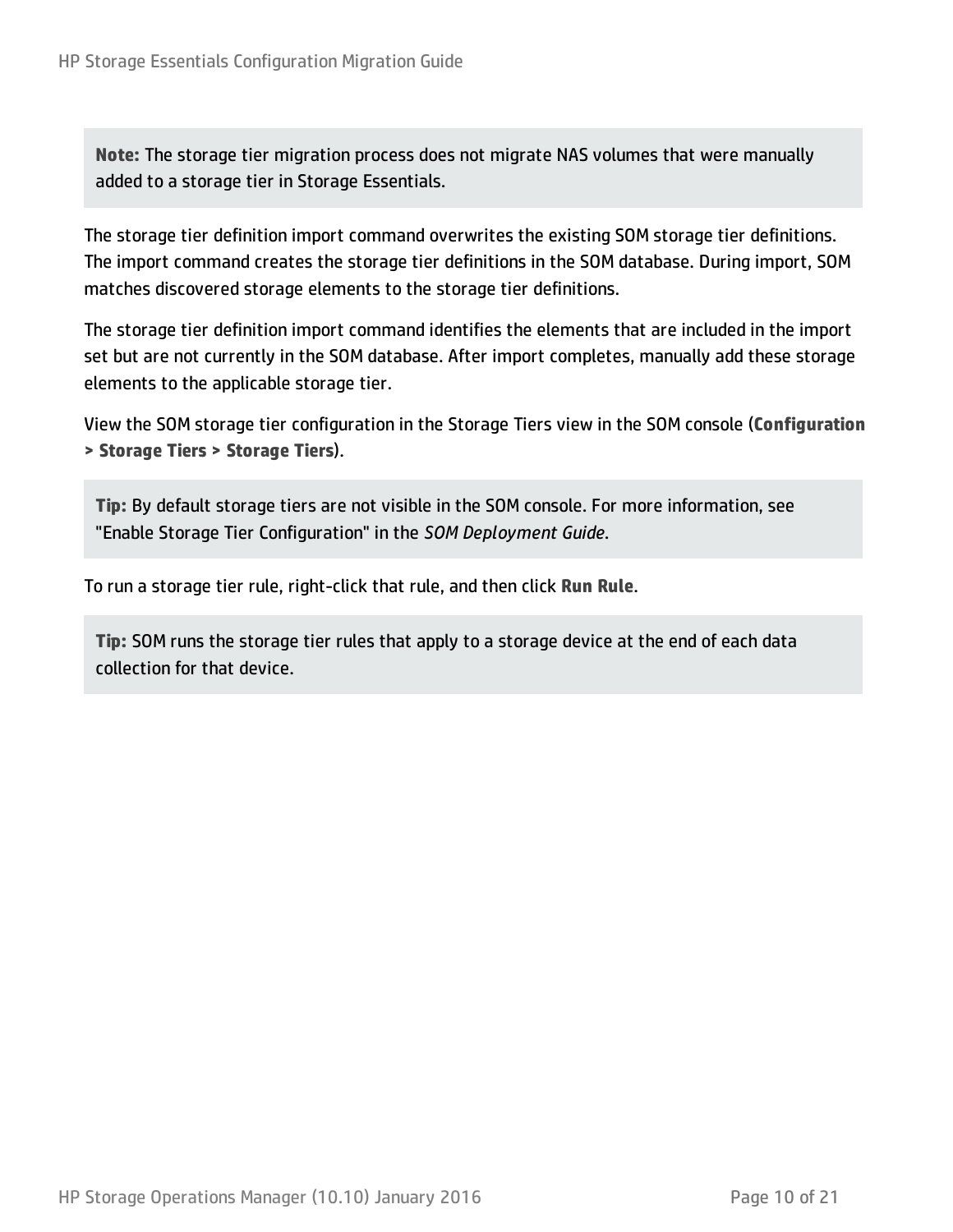**Note:** The storage tier migration process does not migrate NAS volumes that were manually added to a storage tier in Storage Essentials.

The storage tier definition import command overwrites the existing SOM storage tier definitions. The import command creates the storage tier definitions in the SOM database. During import, SOM matches discovered storage elements to the storage tier definitions.

The storage tier definition import command identifies the elements that are included in the import set but are not currently in the SOM database. After import completes, manually add these storage elements to the applicable storage tier.

View the SOM storage tier configuration in the Storage Tiers view in the SOM console (**Configuration > Storage Tiers > Storage Tiers**).

**Tip:** By default storage tiers are not visible in the SOM console. For more information, see "Enable Storage Tier Configuration" in the *SOM Deployment Guide*.

To run a storage tier rule, right-click that rule, and then click **Run Rule**.

**Tip:** SOM runs the storage tier rules that apply to a storage device at the end of each data collection for that device.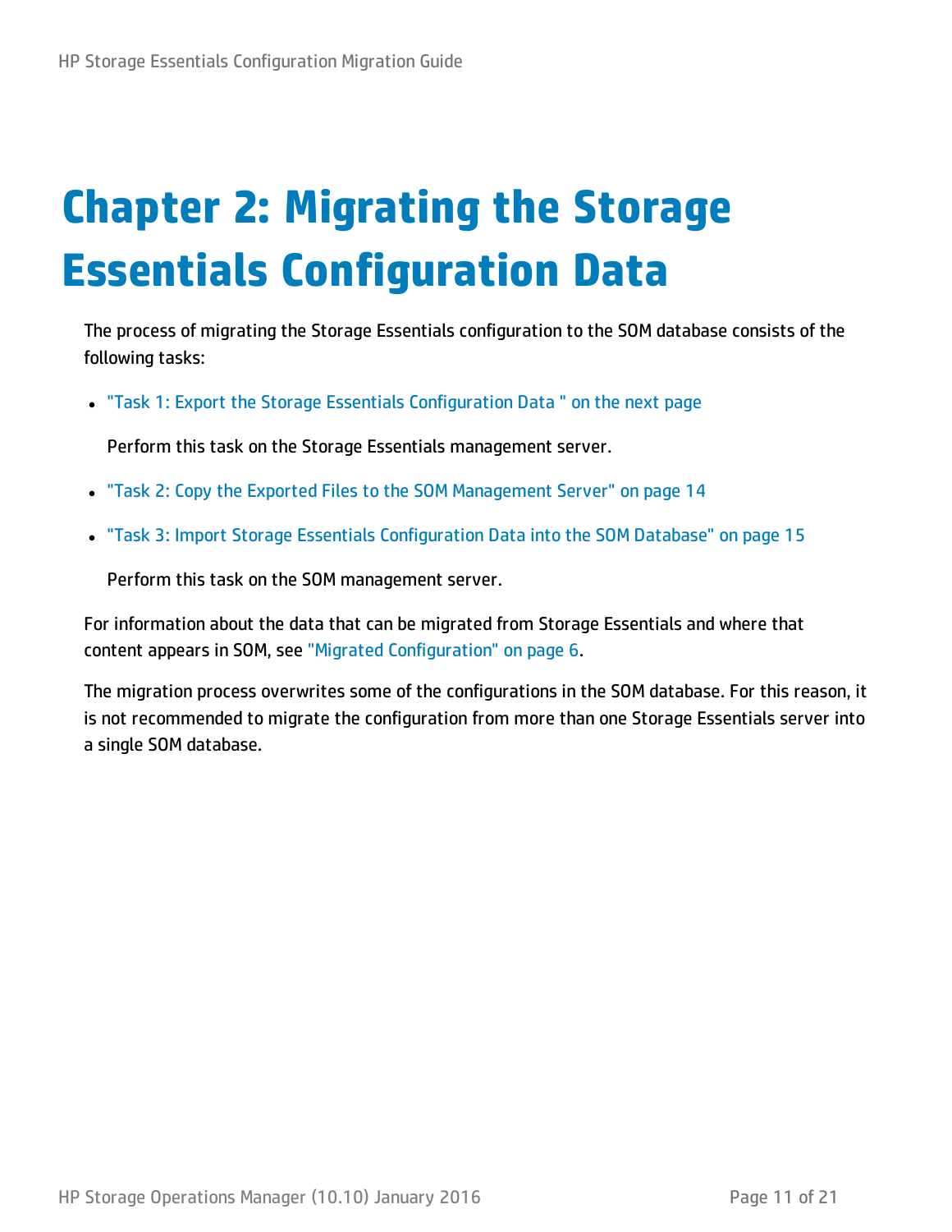# Chapter 2: Migrating the Storage Essentials Configuration Data

The process of migrating the Storage Essentials configuration to the SOM database consists of the following tasks:

- "Task 1: Export the Storage Essentials Configuration Data " on the next page

  Perform this task on the Storage Essentials management server.

- "Task 2: Copy the Exported Files to the SOM Management Server" on page 14

- "Task 3: Import Storage Essentials Configuration Data into the SOM Database" on page 15

  Perform this task on the SOM management server.

For information about the data that can be migrated from Storage Essentials and where that content appears in SOM, see "Migrated Configuration" on page 6.

The migration process overwrites some of the configurations in the SOM database. For this reason, it is not recommended to migrate the configuration from more than one Storage Essentials server into a single SOM database.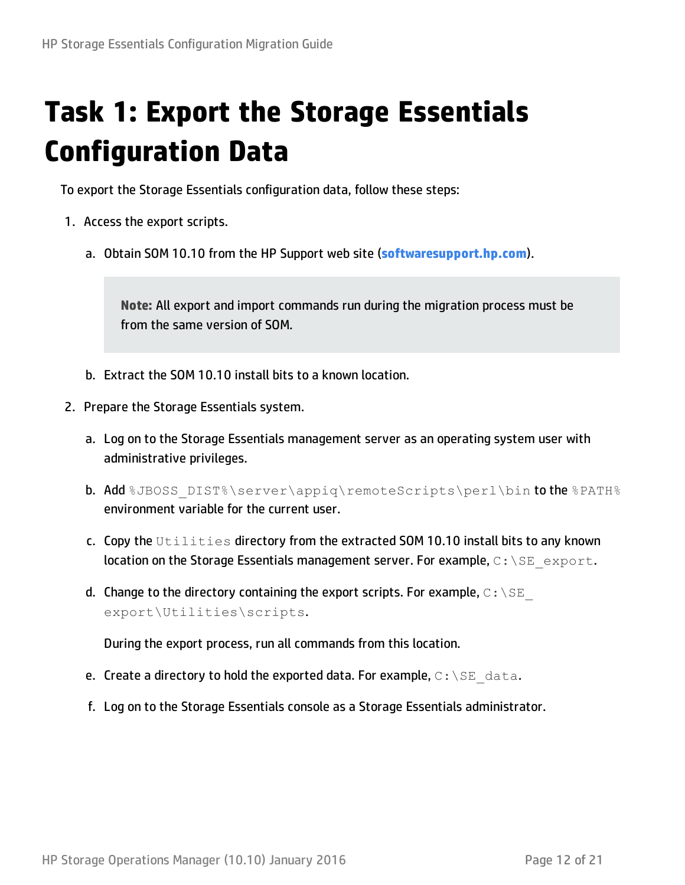# Task 1: Export the Storage Essentials Configuration Data

To export the Storage Essentials configuration data, follow these steps:

1. Access the export scripts.

   a. Obtain SOM 10.10 from the HP Support web site (**softwaresupport.hp.com**).

   > **Note:** All export and import commands run during the migration process must be from the same version of SOM.

   b. Extract the SOM 10.10 install bits to a known location.

2. Prepare the Storage Essentials system.

   a. Log on to the Storage Essentials management server as an operating system user with administrative privileges.

   b. Add `%JBOSS_DIST%\server\appiq\remoteScripts\perl\bin` to the `%PATH%` environment variable for the current user.

   c. Copy the `Utilities` directory from the extracted SOM 10.10 install bits to any known location on the Storage Essentials management server. For example, `C:\SE_export`.

   d. Change to the directory containing the export scripts. For example, `C:\SE_export\Utilities\scripts`.

      During the export process, run all commands from this location.

   e. Create a directory to hold the exported data. For example, `C:\SE_data`.

   f. Log on to the Storage Essentials console as a Storage Essentials administrator.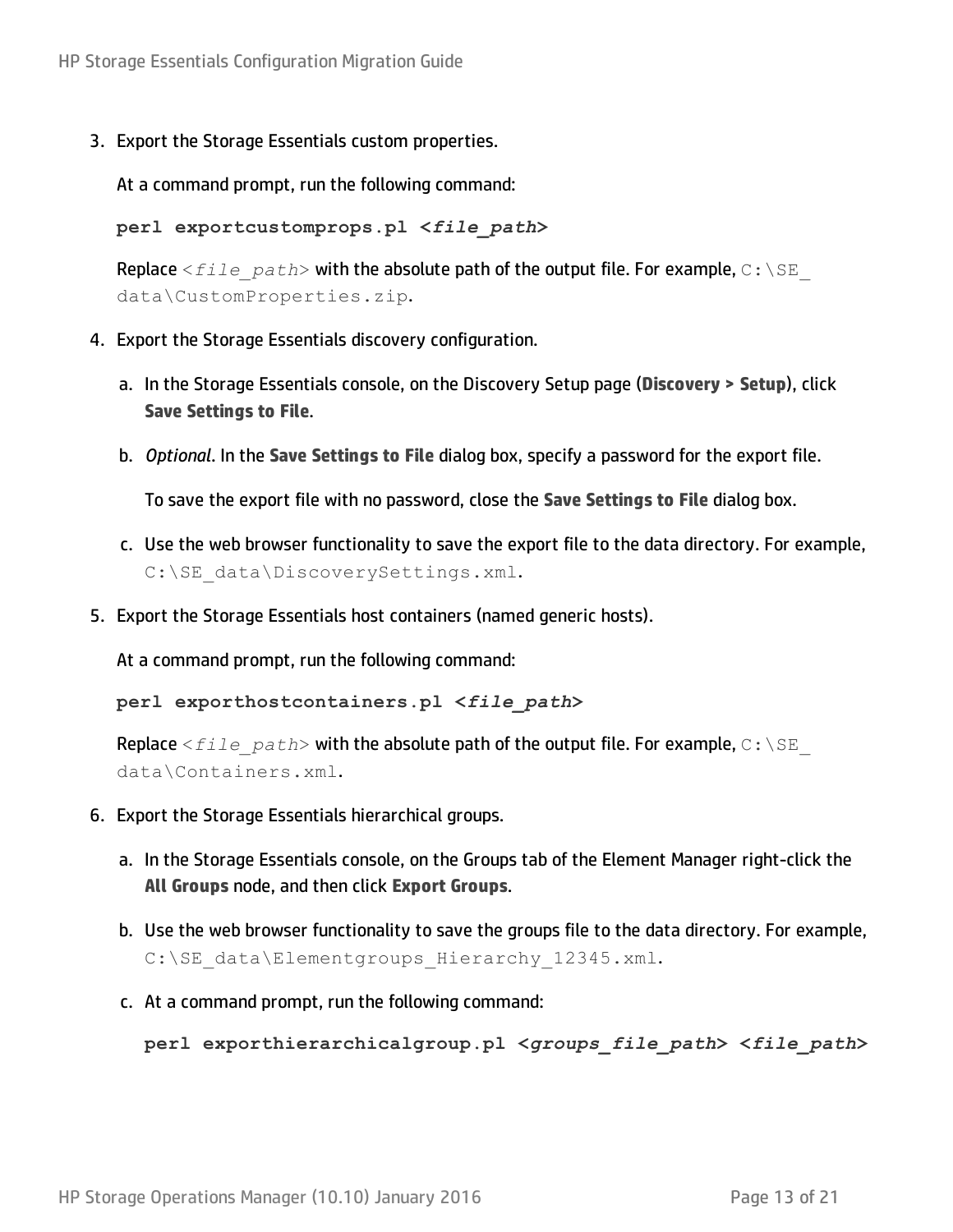3. Export the Storage Essentials custom properties.

   At a command prompt, run the following command:

   ```
   perl exportcustomprops.pl <file_path>
   ```

   Replace `<file_path>` with the absolute path of the output file. For example, `C:\SE_data\CustomProperties.zip`.

4. Export the Storage Essentials discovery configuration.

   a. In the Storage Essentials console, on the Discovery Setup page (**Discovery > Setup**), click **Save Settings to File**.

   b. *Optional*. In the **Save Settings to File** dialog box, specify a password for the export file.

      To save the export file with no password, close the **Save Settings to File** dialog box.

   c. Use the web browser functionality to save the export file to the data directory. For example, `C:\SE_data\DiscoverySettings.xml`.

5. Export the Storage Essentials host containers (named generic hosts).

   At a command prompt, run the following command:

   ```
   perl exporthostcontainers.pl <file_path>
   ```

   Replace `<file_path>` with the absolute path of the output file. For example, `C:\SE_data\Containers.xml`.

6. Export the Storage Essentials hierarchical groups.

   a. In the Storage Essentials console, on the Groups tab of the Element Manager right-click the **All Groups** node, and then click **Export Groups**.

   b. Use the web browser functionality to save the groups file to the data directory. For example, `C:\SE_data\Elementgroups_Hierarchy_12345.xml`.

   c. At a command prompt, run the following command:

      ```
      perl exporthierarchicalgroup.pl <groups_file_path> <file_path>
      ```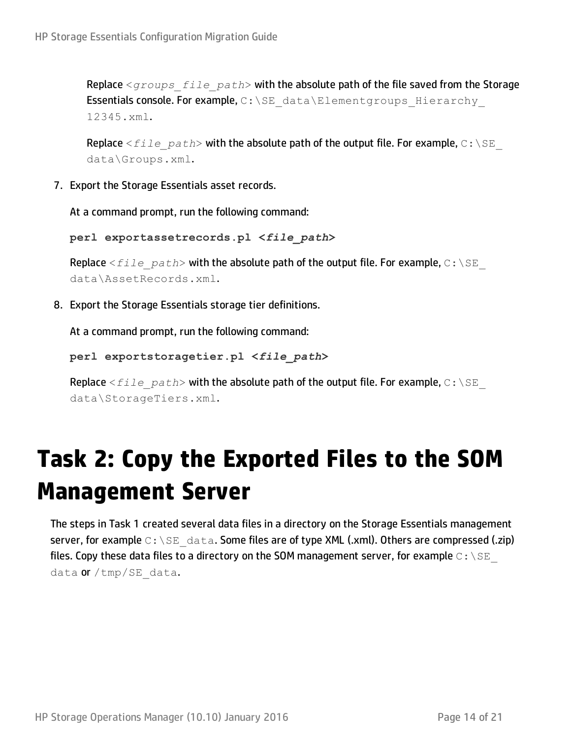Replace `<groups_file_path>` with the absolute path of the file saved from the Storage Essentials console. For example, `C:\SE_data\Elementgroups_Hierarchy_12345.xml`.

Replace `<file_path>` with the absolute path of the output file. For example, `C:\SE_data\Groups.xml`.

7. Export the Storage Essentials asset records.

   At a command prompt, run the following command:

   ```
   perl exportassetrecords.pl <file_path>
   ```

   Replace `<file_path>` with the absolute path of the output file. For example, `C:\SE_data\AssetRecords.xml`.

8. Export the Storage Essentials storage tier definitions.

   At a command prompt, run the following command:

   ```
   perl exportstoragetier.pl <file_path>
   ```

   Replace `<file_path>` with the absolute path of the output file. For example, `C:\SE_data\StorageTiers.xml`.

# Task 2: Copy the Exported Files to the SOM Management Server

The steps in Task 1 created several data files in a directory on the Storage Essentials management server, for example `C:\SE_data`. Some files are of type XML (.xml). Others are compressed (.zip) files. Copy these data files to a directory on the SOM management server, for example `C:\SE_data` or `/tmp/SE_data`.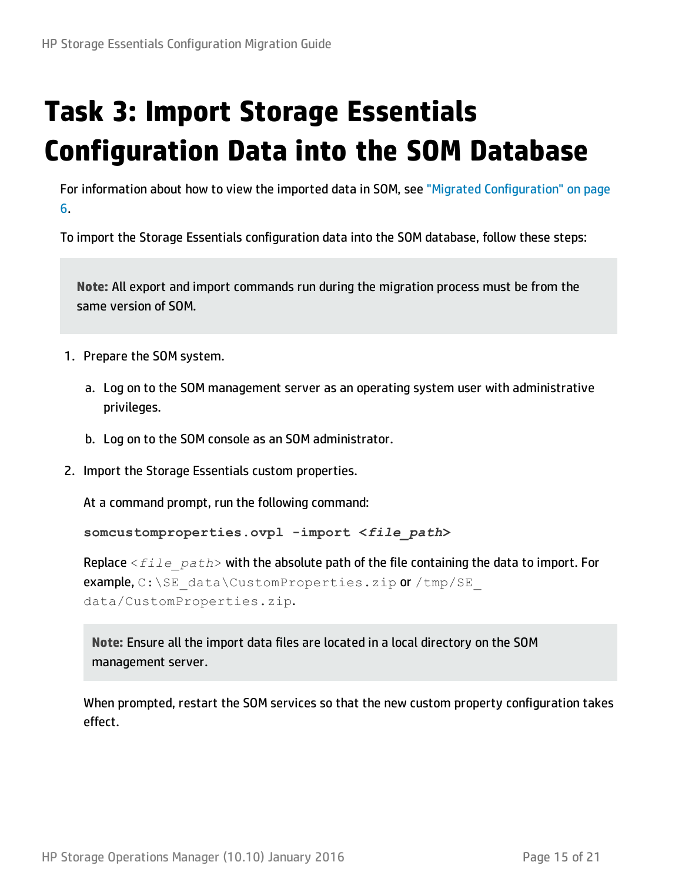# Task 3: Import Storage Essentials Configuration Data into the SOM Database

For information about how to view the imported data in SOM, see "Migrated Configuration" on page 6.

To import the Storage Essentials configuration data into the SOM database, follow these steps:

> **Note:** All export and import commands run during the migration process must be from the same version of SOM.

1. Prepare the SOM system.

   a. Log on to the SOM management server as an operating system user with administrative privileges.

   b. Log on to the SOM console as an SOM administrator.

2. Import the Storage Essentials custom properties.

   At a command prompt, run the following command:

   ```
   somcustomproperties.ovpl -import <file_path>
   ```

   Replace `<file_path>` with the absolute path of the file containing the data to import. For example, `C:\SE_data\CustomProperties.zip` or `/tmp/SE_data/CustomProperties.zip`.

   > **Note:** Ensure all the import data files are located in a local directory on the SOM management server.

   When prompted, restart the SOM services so that the new custom property configuration takes effect.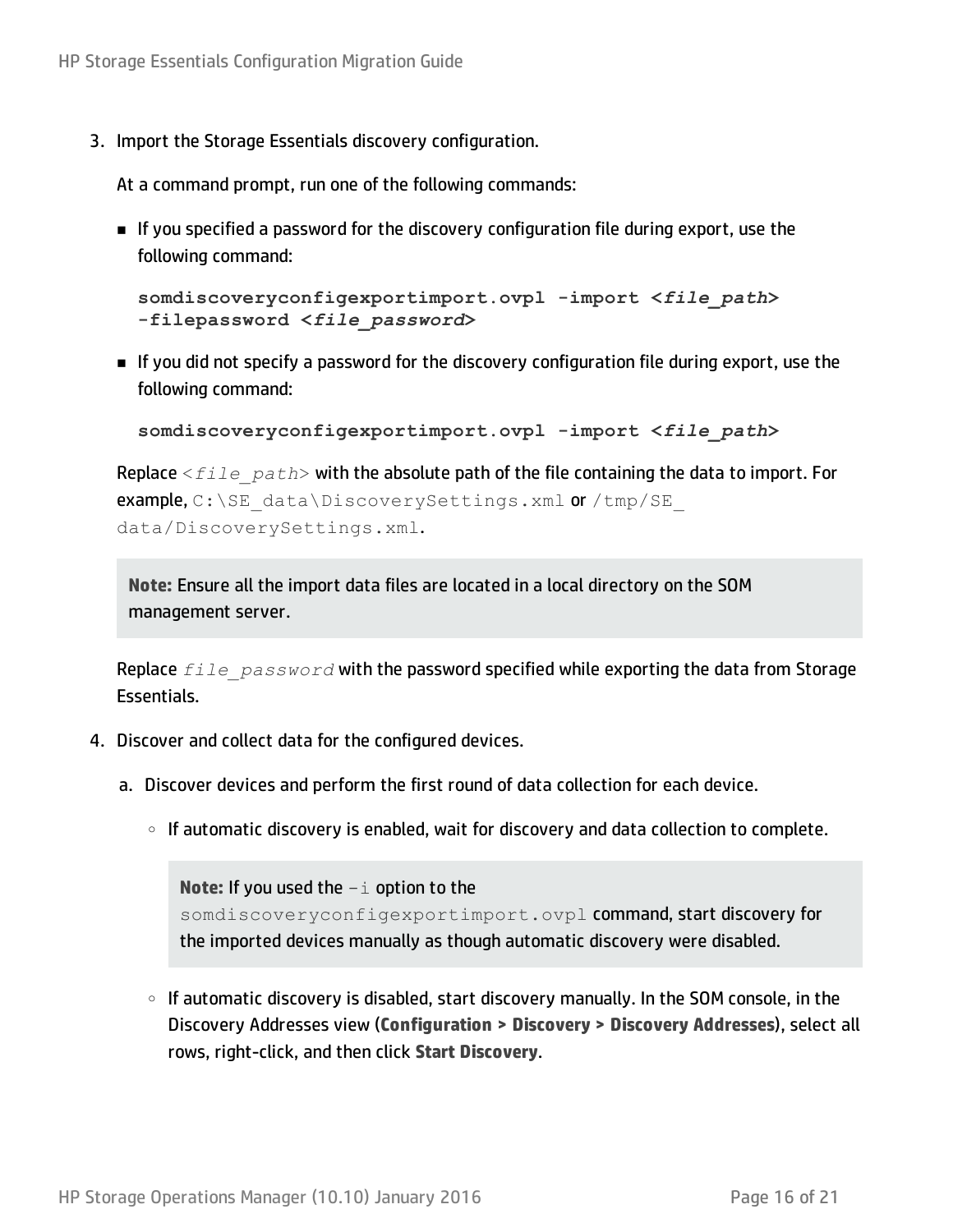3. Import the Storage Essentials discovery configuration.

   At a command prompt, run one of the following commands:

   - If you specified a password for the discovery configuration file during export, use the following command:

     ```
     somdiscoveryconfigexportimport.ovpl -import <file_path>
     -filepassword <file_password>
     ```

   - If you did not specify a password for the discovery configuration file during export, use the following command:

     ```
     somdiscoveryconfigexportimport.ovpl -import <file_path>
     ```

   Replace `<file_path>` with the absolute path of the file containing the data to import. For example, `C:\SE_data\DiscoverySettings.xml` or `/tmp/SE_data/DiscoverySettings.xml`.

   > **Note:** Ensure all the import data files are located in a local directory on the SOM management server.

   Replace `file_password` with the password specified while exporting the data from Storage Essentials.

4. Discover and collect data for the configured devices.

   a. Discover devices and perform the first round of data collection for each device.

      - If automatic discovery is enabled, wait for discovery and data collection to complete.

        > **Note:** If you used the `-i` option to the `somdiscoveryconfigexportimport.ovpl` command, start discovery for the imported devices manually as though automatic discovery were disabled.

      - If automatic discovery is disabled, start discovery manually. In the SOM console, in the Discovery Addresses view (**Configuration > Discovery > Discovery Addresses**), select all rows, right-click, and then click **Start Discovery**.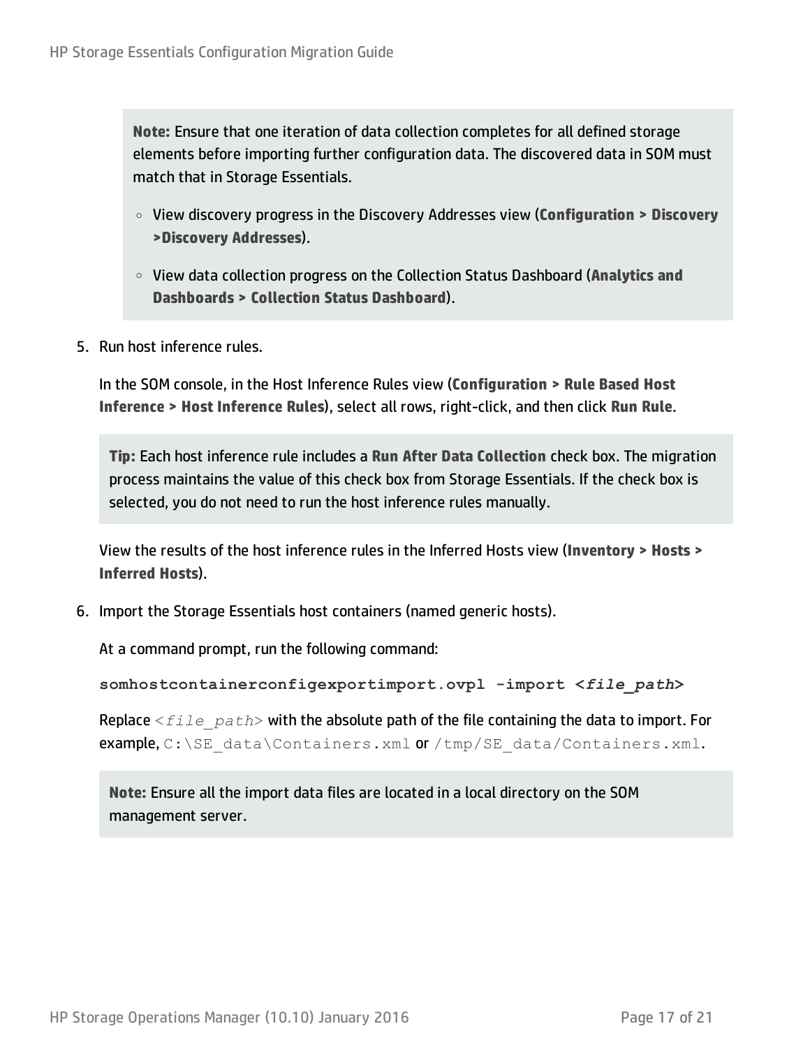> **Note:** Ensure that one iteration of data collection completes for all defined storage elements before importing further configuration data. The discovered data in SOM must match that in Storage Essentials.
>
> - View discovery progress in the Discovery Addresses view (**Configuration > Discovery >Discovery Addresses**).
> - View data collection progress on the Collection Status Dashboard (**Analytics and Dashboards > Collection Status Dashboard**).

5. Run host inference rules.

   In the SOM console, in the Host Inference Rules view (**Configuration > Rule Based Host Inference > Host Inference Rules**), select all rows, right-click, and then click **Run Rule**.

   > **Tip:** Each host inference rule includes a **Run After Data Collection** check box. The migration process maintains the value of this check box from Storage Essentials. If the check box is selected, you do not need to run the host inference rules manually.

   View the results of the host inference rules in the Inferred Hosts view (**Inventory > Hosts > Inferred Hosts**).

6. Import the Storage Essentials host containers (named generic hosts).

   At a command prompt, run the following command:

   ```
   somhostcontainerconfigexportimport.ovpl -import <file_path>
   ```

   Replace `<file_path>` with the absolute path of the file containing the data to import. For example, `C:\SE_data\Containers.xml` or `/tmp/SE_data/Containers.xml`.

   > **Note:** Ensure all the import data files are located in a local directory on the SOM management server.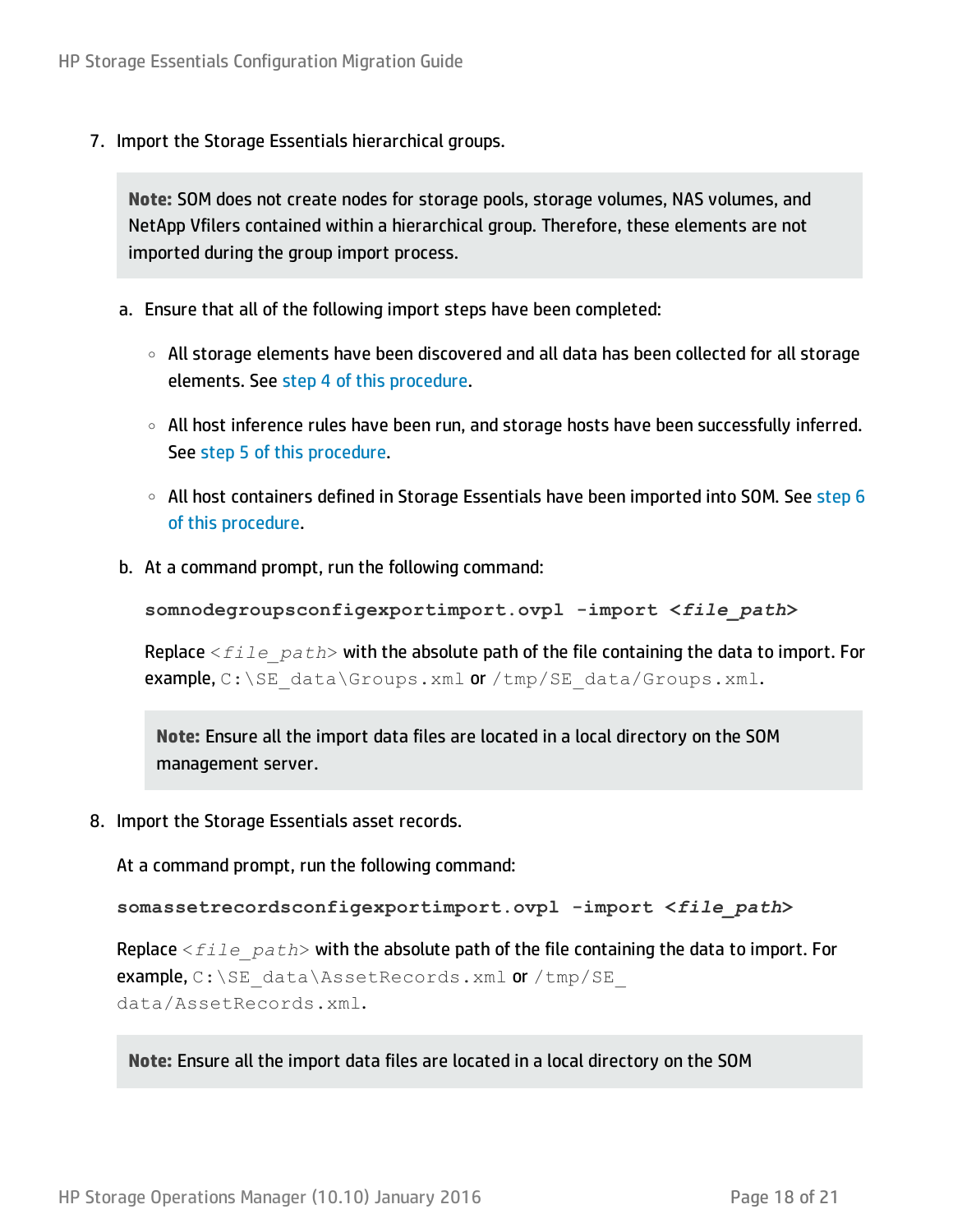7. Import the Storage Essentials hierarchical groups.

   > **Note:** SOM does not create nodes for storage pools, storage volumes, NAS volumes, and NetApp Vfilers contained within a hierarchical group. Therefore, these elements are not imported during the group import process.

   a. Ensure that all of the following import steps have been completed:

      - All storage elements have been discovered and all data has been collected for all storage elements. See step 4 of this procedure.
      - All host inference rules have been run, and storage hosts have been successfully inferred. See step 5 of this procedure.
      - All host containers defined in Storage Essentials have been imported into SOM. See step 6 of this procedure.

   b. At a command prompt, run the following command:

      ```
      somnodegroupsconfigexportimport.ovpl -import <file_path>
      ```

      Replace `<file_path>` with the absolute path of the file containing the data to import. For example, `C:\SE_data\Groups.xml` or `/tmp/SE_data/Groups.xml`.

      > **Note:** Ensure all the import data files are located in a local directory on the SOM management server.

8. Import the Storage Essentials asset records.

   At a command prompt, run the following command:

   ```
   somassetrecordsconfigexportimport.ovpl -import <file_path>
   ```

   Replace `<file_path>` with the absolute path of the file containing the data to import. For example, `C:\SE_data\AssetRecords.xml` or `/tmp/SE_data/AssetRecords.xml`.

   > **Note:** Ensure all the import data files are located in a local directory on the SOM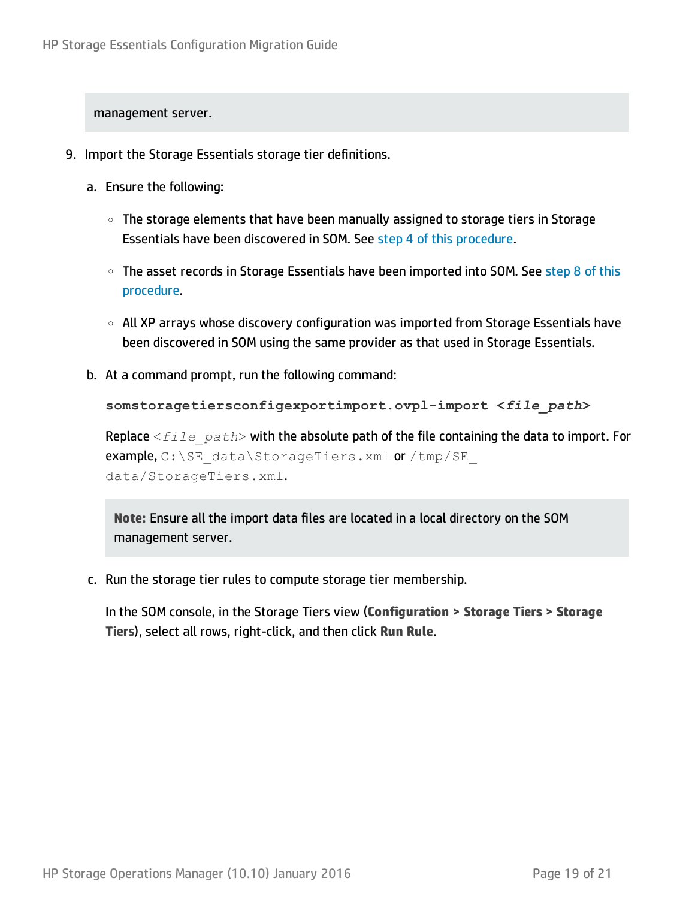management server.

9. Import the Storage Essentials storage tier definitions.

   a. Ensure the following:

      - The storage elements that have been manually assigned to storage tiers in Storage Essentials have been discovered in SOM. See step 4 of this procedure.
      - The asset records in Storage Essentials have been imported into SOM. See step 8 of this procedure.
      - All XP arrays whose discovery configuration was imported from Storage Essentials have been discovered in SOM using the same provider as that used in Storage Essentials.

   b. At a command prompt, run the following command:

      ```
      somstoragetiersconfigexportimport.ovpl-import <file_path>
      ```

      Replace `<file_path>` with the absolute path of the file containing the data to import. For example, `C:\SE_data\StorageTiers.xml` or `/tmp/SE_data/StorageTiers.xml`.

      **Note:** Ensure all the import data files are located in a local directory on the SOM management server.

   c. Run the storage tier rules to compute storage tier membership.

      In the SOM console, in the Storage Tiers view (**Configuration > Storage Tiers > Storage Tiers**), select all rows, right-click, and then click **Run Rule**.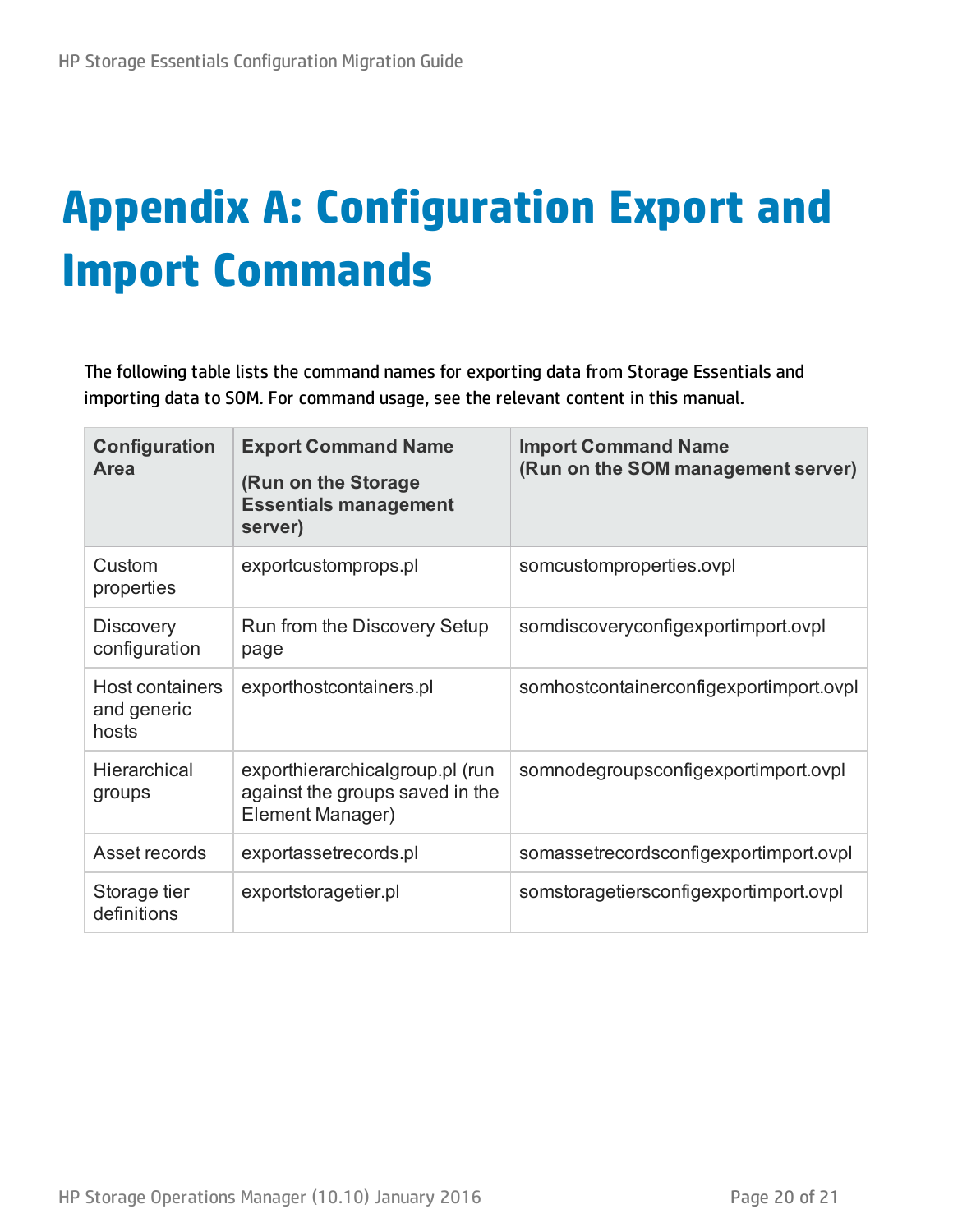# Appendix A: Configuration Export and Import Commands

The following table lists the command names for exporting data from Storage Essentials and importing data to SOM. For command usage, see the relevant content in this manual.

| Configuration Area | Export Command Name (Run on the Storage Essentials management server) | Import Command Name (Run on the SOM management server) |
|---|---|---|
| Custom properties | exportcustomprops.pl | somcustomproperties.ovpl |
| Discovery configuration | Run from the Discovery Setup page | somdiscoveryconfigexportimport.ovpl |
| Host containers and generic hosts | exporthostcontainers.pl | somhostcontainerconfigexportimport.ovpl |
| Hierarchical groups | exporthierarchicalgroup.pl (run against the groups saved in the Element Manager) | somnodegroupsconfigexportimport.ovpl |
| Asset records | exportassetrecords.pl | somassetrecordsconfigexportimport.ovpl |
| Storage tier definitions | exportstoragetier.pl | somstoragetiersconfigexportimport.ovpl |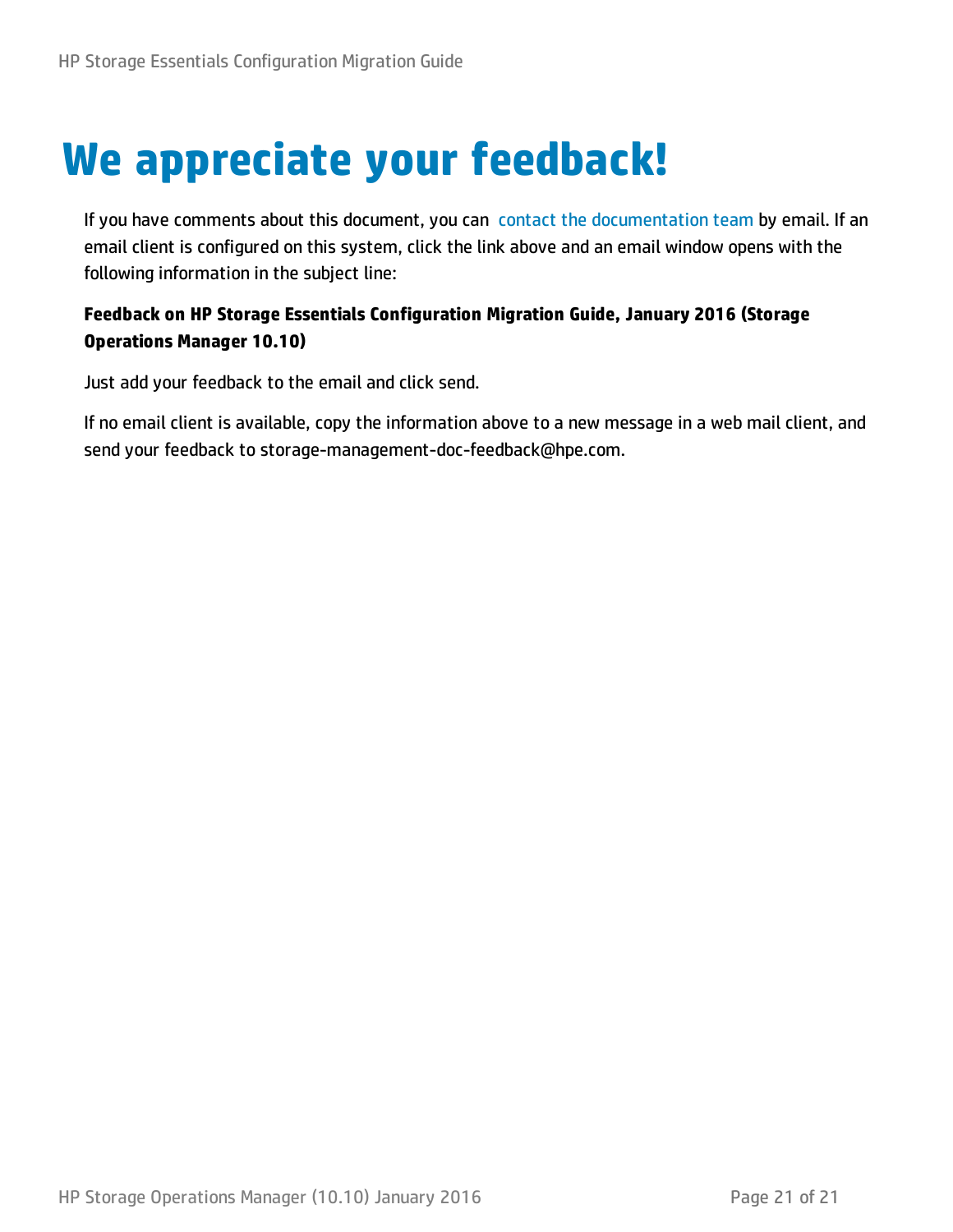# We appreciate your feedback!

If you have comments about this document, you can contact the documentation team by email. If an email client is configured on this system, click the link above and an email window opens with the following information in the subject line:

**Feedback on HP Storage Essentials Configuration Migration Guide, January 2016 (Storage Operations Manager 10.10)**

Just add your feedback to the email and click send.

If no email client is available, copy the information above to a new message in a web mail client, and send your feedback to storage-management-doc-feedback@hpe.com.